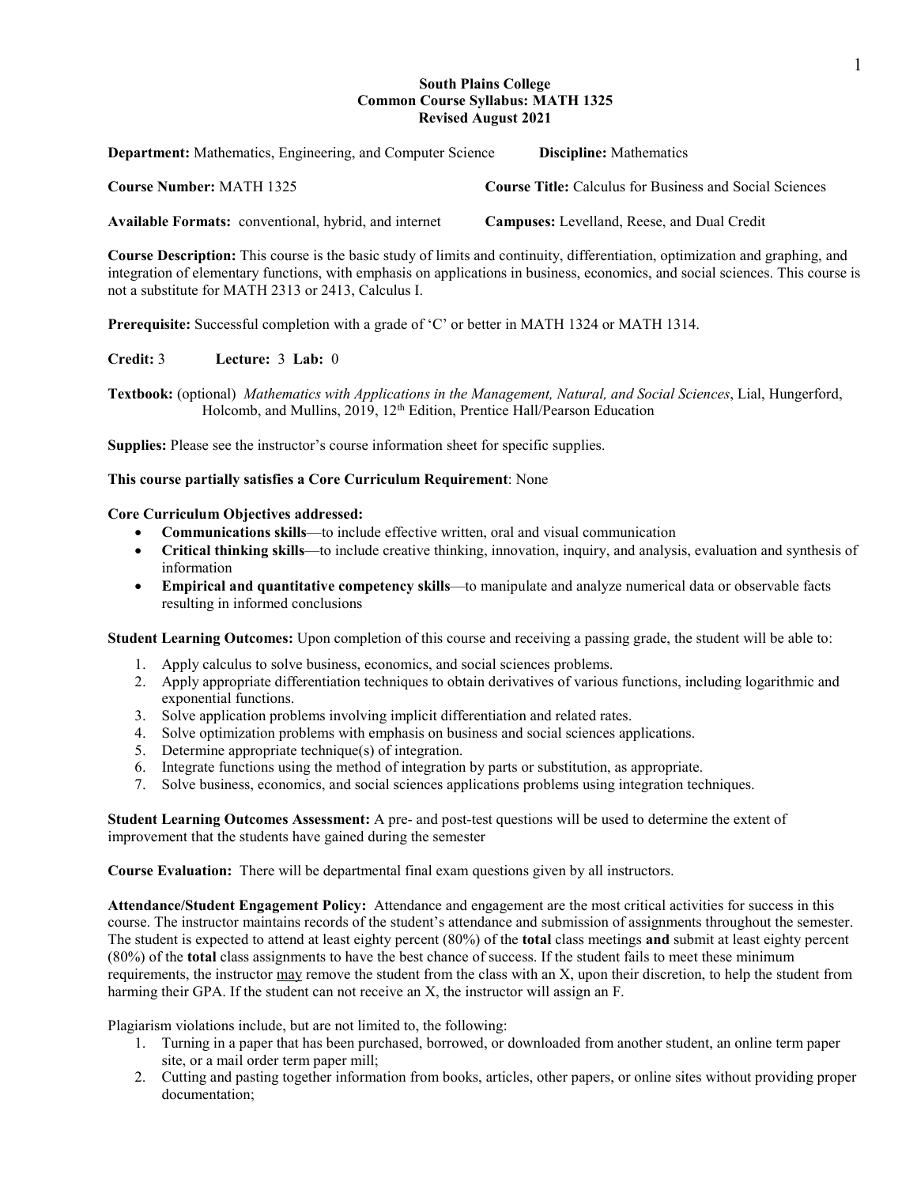**South Plains College**
**Common Course Syllabus: MATH 1325**
**Revised August 2021**

**Department:** Mathematics, Engineering, and Computer Science **Discipline:** Mathematics

**Course Number:** MATH 1325 **Course Title:** Calculus for Business and Social Sciences

**Available Formats:** conventional, hybrid, and internet **Campuses:** Levelland, Reese, and Dual Credit

**Course Description:** This course is the basic study of limits and continuity, differentiation, optimization and graphing, and integration of elementary functions, with emphasis on applications in business, economics, and social sciences. This course is not a substitute for MATH 2313 or 2413, Calculus I.

**Prerequisite:** Successful completion with a grade of 'C' or better in MATH 1324 or MATH 1314.

**Credit:** 3 **Lecture:** 3 **Lab:** 0

**Textbook:** (optional) *Mathematics with Applications in the Management, Natural, and Social Sciences*, Lial, Hungerford, Holcomb, and Mullins, 2019, 12th Edition, Prentice Hall/Pearson Education

**Supplies:** Please see the instructor's course information sheet for specific supplies.

**This course partially satisfies a Core Curriculum Requirement**: None

**Core Curriculum Objectives addressed:**

- **Communications skills**—to include effective written, oral and visual communication
- **Critical thinking skills**—to include creative thinking, innovation, inquiry, and analysis, evaluation and synthesis of information
- **Empirical and quantitative competency skills**—to manipulate and analyze numerical data or observable facts resulting in informed conclusions

**Student Learning Outcomes:** Upon completion of this course and receiving a passing grade, the student will be able to:

1. Apply calculus to solve business, economics, and social sciences problems.
2. Apply appropriate differentiation techniques to obtain derivatives of various functions, including logarithmic and exponential functions.
3. Solve application problems involving implicit differentiation and related rates.
4. Solve optimization problems with emphasis on business and social sciences applications.
5. Determine appropriate technique(s) of integration.
6. Integrate functions using the method of integration by parts or substitution, as appropriate.
7. Solve business, economics, and social sciences applications problems using integration techniques.

**Student Learning Outcomes Assessment:** A pre- and post-test questions will be used to determine the extent of improvement that the students have gained during the semester

**Course Evaluation:** There will be departmental final exam questions given by all instructors.

**Attendance/Student Engagement Policy:** Attendance and engagement are the most critical activities for success in this course. The instructor maintains records of the student's attendance and submission of assignments throughout the semester. The student is expected to attend at least eighty percent (80%) of the **total** class meetings **and** submit at least eighty percent (80%) of the **total** class assignments to have the best chance of success. If the student fails to meet these minimum requirements, the instructor may remove the student from the class with an X, upon their discretion, to help the student from harming their GPA. If the student can not receive an X, the instructor will assign an F.

Plagiarism violations include, but are not limited to, the following:

1. Turning in a paper that has been purchased, borrowed, or downloaded from another student, an online term paper site, or a mail order term paper mill;
2. Cutting and pasting together information from books, articles, other papers, or online sites without providing proper documentation;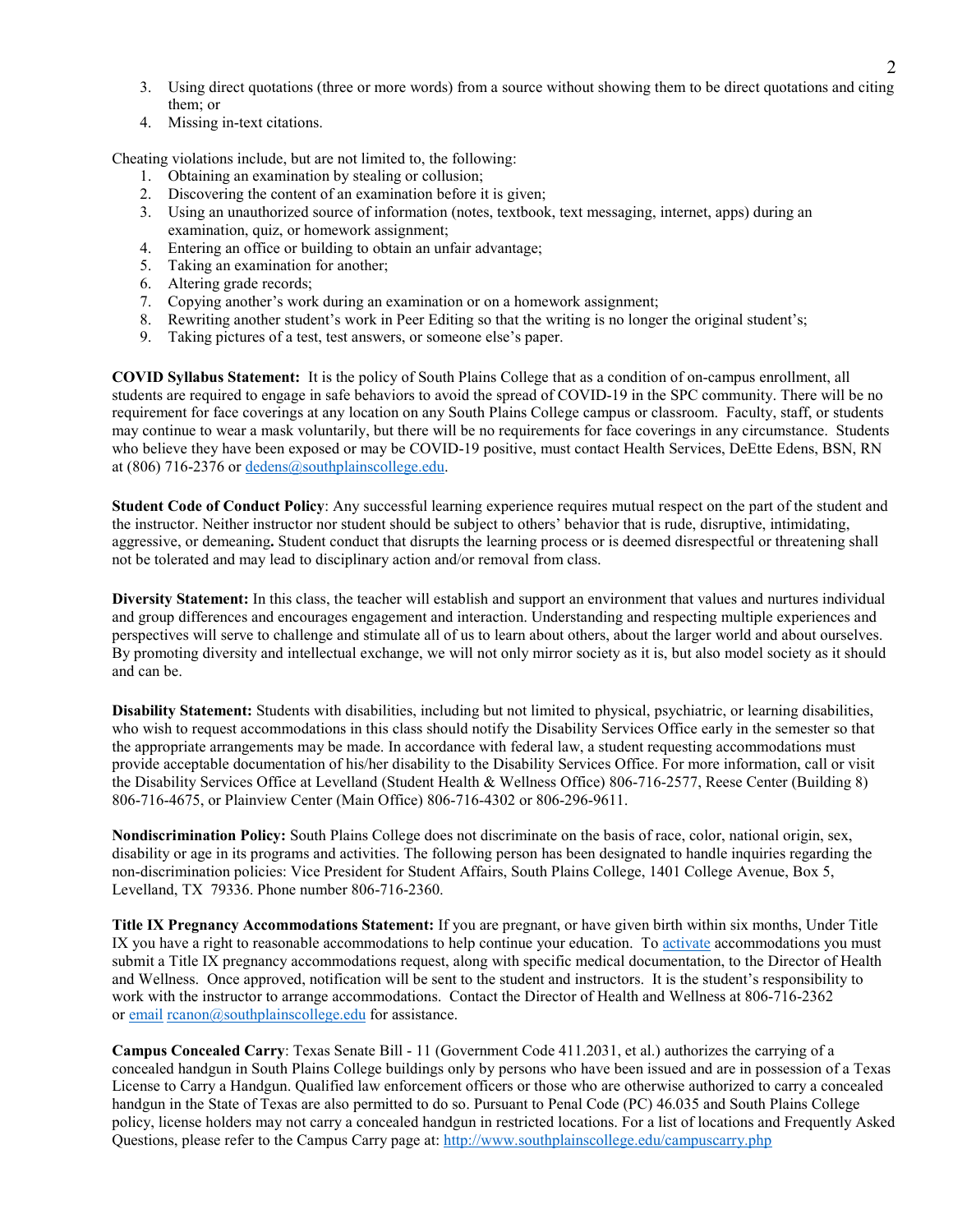3. Using direct quotations (three or more words) from a source without showing them to be direct quotations and citing them; or
4. Missing in-text citations.

Cheating violations include, but are not limited to, the following:

1. Obtaining an examination by stealing or collusion;
2. Discovering the content of an examination before it is given;
3. Using an unauthorized source of information (notes, textbook, text messaging, internet, apps) during an examination, quiz, or homework assignment;
4. Entering an office or building to obtain an unfair advantage;
5. Taking an examination for another;
6. Altering grade records;
7. Copying another's work during an examination or on a homework assignment;
8. Rewriting another student's work in Peer Editing so that the writing is no longer the original student's;
9. Taking pictures of a test, test answers, or someone else's paper.

**COVID Syllabus Statement:** It is the policy of South Plains College that as a condition of on-campus enrollment, all students are required to engage in safe behaviors to avoid the spread of COVID-19 in the SPC community. There will be no requirement for face coverings at any location on any South Plains College campus or classroom. Faculty, staff, or students may continue to wear a mask voluntarily, but there will be no requirements for face coverings in any circumstance. Students who believe they have been exposed or may be COVID-19 positive, must contact Health Services, DeEtte Edens, BSN, RN at (806) 716-2376 or dedens@southplainscollege.edu.

**Student Code of Conduct Policy**: Any successful learning experience requires mutual respect on the part of the student and the instructor. Neither instructor nor student should be subject to others' behavior that is rude, disruptive, intimidating, aggressive, or demeaning**.** Student conduct that disrupts the learning process or is deemed disrespectful or threatening shall not be tolerated and may lead to disciplinary action and/or removal from class.

**Diversity Statement:** In this class, the teacher will establish and support an environment that values and nurtures individual and group differences and encourages engagement and interaction. Understanding and respecting multiple experiences and perspectives will serve to challenge and stimulate all of us to learn about others, about the larger world and about ourselves. By promoting diversity and intellectual exchange, we will not only mirror society as it is, but also model society as it should and can be.

**Disability Statement:** Students with disabilities, including but not limited to physical, psychiatric, or learning disabilities, who wish to request accommodations in this class should notify the Disability Services Office early in the semester so that the appropriate arrangements may be made. In accordance with federal law, a student requesting accommodations must provide acceptable documentation of his/her disability to the Disability Services Office. For more information, call or visit the Disability Services Office at Levelland (Student Health & Wellness Office) 806-716-2577, Reese Center (Building 8) 806-716-4675, or Plainview Center (Main Office) 806-716-4302 or 806-296-9611.

**Nondiscrimination Policy:** South Plains College does not discriminate on the basis of race, color, national origin, sex, disability or age in its programs and activities. The following person has been designated to handle inquiries regarding the non-discrimination policies: Vice President for Student Affairs, South Plains College, 1401 College Avenue, Box 5, Levelland, TX 79336. Phone number 806-716-2360.

**Title IX Pregnancy Accommodations Statement:** If you are pregnant, or have given birth within six months, Under Title IX you have a right to reasonable accommodations to help continue your education. To activate accommodations you must submit a Title IX pregnancy accommodations request, along with specific medical documentation, to the Director of Health and Wellness. Once approved, notification will be sent to the student and instructors. It is the student's responsibility to work with the instructor to arrange accommodations. Contact the Director of Health and Wellness at 806-716-2362 or email rcanon@southplainscollege.edu for assistance.

**Campus Concealed Carry**: Texas Senate Bill - 11 (Government Code 411.2031, et al.) authorizes the carrying of a concealed handgun in South Plains College buildings only by persons who have been issued and are in possession of a Texas License to Carry a Handgun. Qualified law enforcement officers or those who are otherwise authorized to carry a concealed handgun in the State of Texas are also permitted to do so. Pursuant to Penal Code (PC) 46.035 and South Plains College policy, license holders may not carry a concealed handgun in restricted locations. For a list of locations and Frequently Asked Questions, please refer to the Campus Carry page at: http://www.southplainscollege.edu/campuscarry.php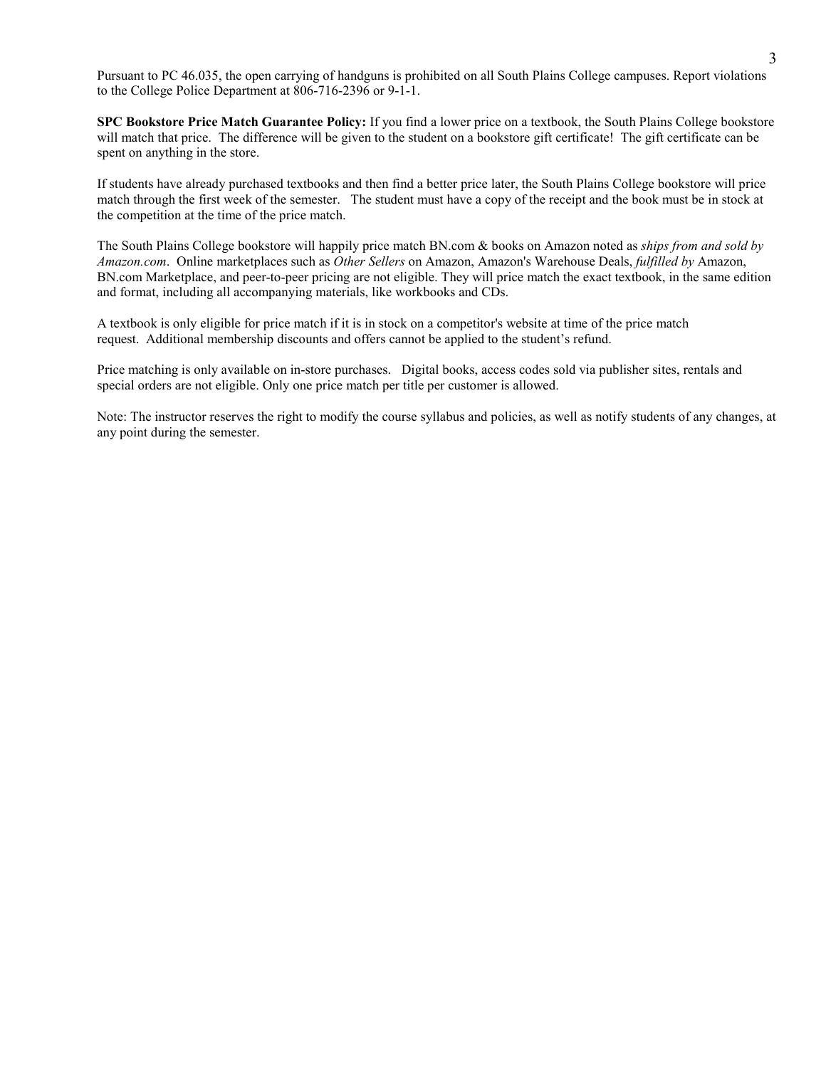Pursuant to PC 46.035, the open carrying of handguns is prohibited on all South Plains College campuses. Report violations to the College Police Department at 806-716-2396 or 9-1-1.

**SPC Bookstore Price Match Guarantee Policy:** If you find a lower price on a textbook, the South Plains College bookstore will match that price. The difference will be given to the student on a bookstore gift certificate! The gift certificate can be spent on anything in the store.

If students have already purchased textbooks and then find a better price later, the South Plains College bookstore will price match through the first week of the semester. The student must have a copy of the receipt and the book must be in stock at the competition at the time of the price match.

The South Plains College bookstore will happily price match BN.com & books on Amazon noted as *ships from and sold by Amazon.com*. Online marketplaces such as *Other Sellers* on Amazon, Amazon's Warehouse Deals, *fulfilled by* Amazon, BN.com Marketplace, and peer-to-peer pricing are not eligible. They will price match the exact textbook, in the same edition and format, including all accompanying materials, like workbooks and CDs.

A textbook is only eligible for price match if it is in stock on a competitor's website at time of the price match request. Additional membership discounts and offers cannot be applied to the student's refund.

Price matching is only available on in-store purchases. Digital books, access codes sold via publisher sites, rentals and special orders are not eligible. Only one price match per title per customer is allowed.

Note: The instructor reserves the right to modify the course syllabus and policies, as well as notify students of any changes, at any point during the semester.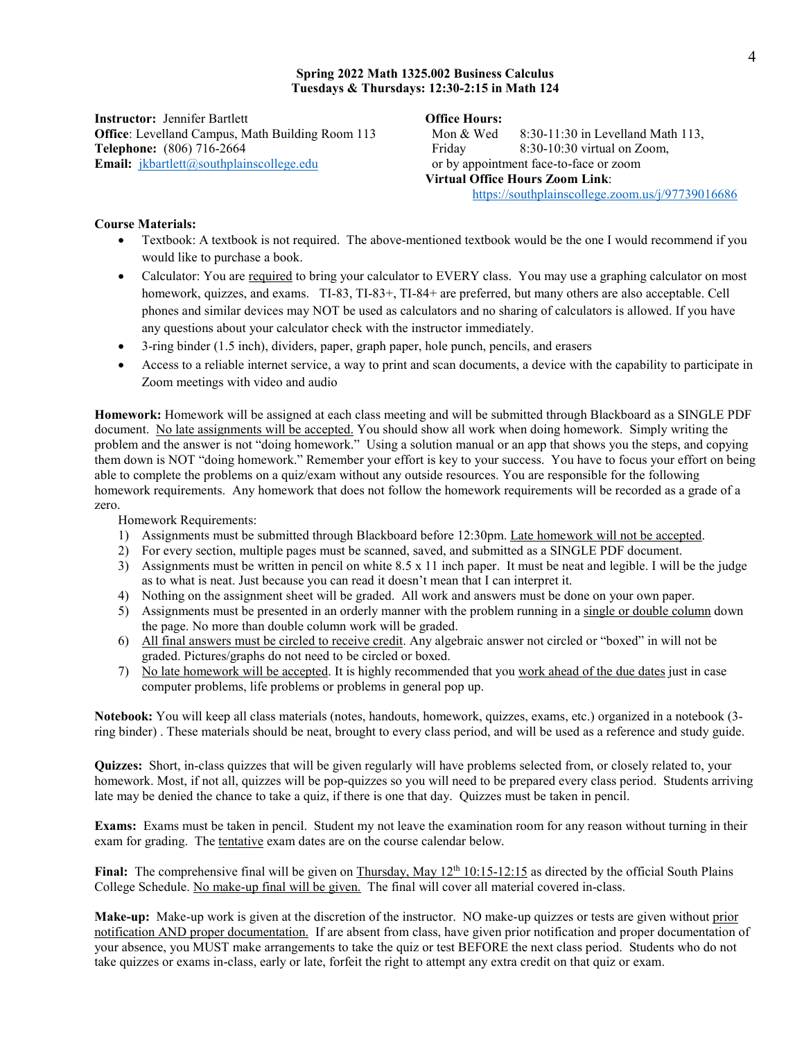**Spring 2022 Math 1325.002 Business Calculus**
**Tuesdays & Thursdays: 12:30-2:15 in Math 124**

**Instructor:** Jennifer Bartlett
**Office**: Levelland Campus, Math Building Room 113
**Telephone:** (806) 716-2664
**Email:** jkbartlett@southplainscollege.edu

**Office Hours:**
Mon & Wed 8:30-11:30 in Levelland Math 113,
Friday 8:30-10:30 virtual on Zoom,
or by appointment face-to-face or zoom
**Virtual Office Hours Zoom Link**:
https://southplainscollege.zoom.us/j/97739016686

**Course Materials:**

- Textbook: A textbook is not required. The above-mentioned textbook would be the one I recommend if you would like to purchase a book.
- Calculator: You are required to bring your calculator to EVERY class. You may use a graphing calculator on most homework, quizzes, and exams. TI-83, TI-83+, TI-84+ are preferred, but many others are also acceptable. Cell phones and similar devices may NOT be used as calculators and no sharing of calculators is allowed. If you have any questions about your calculator check with the instructor immediately.
- 3-ring binder (1.5 inch), dividers, paper, graph paper, hole punch, pencils, and erasers
- Access to a reliable internet service, a way to print and scan documents, a device with the capability to participate in Zoom meetings with video and audio

**Homework:** Homework will be assigned at each class meeting and will be submitted through Blackboard as a SINGLE PDF document. No late assignments will be accepted. You should show all work when doing homework. Simply writing the problem and the answer is not "doing homework." Using a solution manual or an app that shows you the steps, and copying them down is NOT "doing homework." Remember your effort is key to your success. You have to focus your effort on being able to complete the problems on a quiz/exam without any outside resources. You are responsible for the following homework requirements. Any homework that does not follow the homework requirements will be recorded as a grade of a zero.

Homework Requirements:

1) Assignments must be submitted through Blackboard before 12:30pm. Late homework will not be accepted.
2) For every section, multiple pages must be scanned, saved, and submitted as a SINGLE PDF document.
3) Assignments must be written in pencil on white 8.5 x 11 inch paper. It must be neat and legible. I will be the judge as to what is neat. Just because you can read it doesn't mean that I can interpret it.
4) Nothing on the assignment sheet will be graded. All work and answers must be done on your own paper.
5) Assignments must be presented in an orderly manner with the problem running in a single or double column down the page. No more than double column work will be graded.
6) All final answers must be circled to receive credit. Any algebraic answer not circled or "boxed" in will not be graded. Pictures/graphs do not need to be circled or boxed.
7) No late homework will be accepted. It is highly recommended that you work ahead of the due dates just in case computer problems, life problems or problems in general pop up.

**Notebook:** You will keep all class materials (notes, handouts, homework, quizzes, exams, etc.) organized in a notebook (3-ring binder) . These materials should be neat, brought to every class period, and will be used as a reference and study guide.

**Quizzes:** Short, in-class quizzes that will be given regularly will have problems selected from, or closely related to, your homework. Most, if not all, quizzes will be pop-quizzes so you will need to be prepared every class period. Students arriving late may be denied the chance to take a quiz, if there is one that day. Quizzes must be taken in pencil.

**Exams:** Exams must be taken in pencil. Student my not leave the examination room for any reason without turning in their exam for grading. The tentative exam dates are on the course calendar below.

**Final:** The comprehensive final will be given on Thursday, May 12th 10:15-12:15 as directed by the official South Plains College Schedule. No make-up final will be given. The final will cover all material covered in-class.

**Make-up:** Make-up work is given at the discretion of the instructor. NO make-up quizzes or tests are given without prior notification AND proper documentation. If are absent from class, have given prior notification and proper documentation of your absence, you MUST make arrangements to take the quiz or test BEFORE the next class period. Students who do not take quizzes or exams in-class, early or late, forfeit the right to attempt any extra credit on that quiz or exam.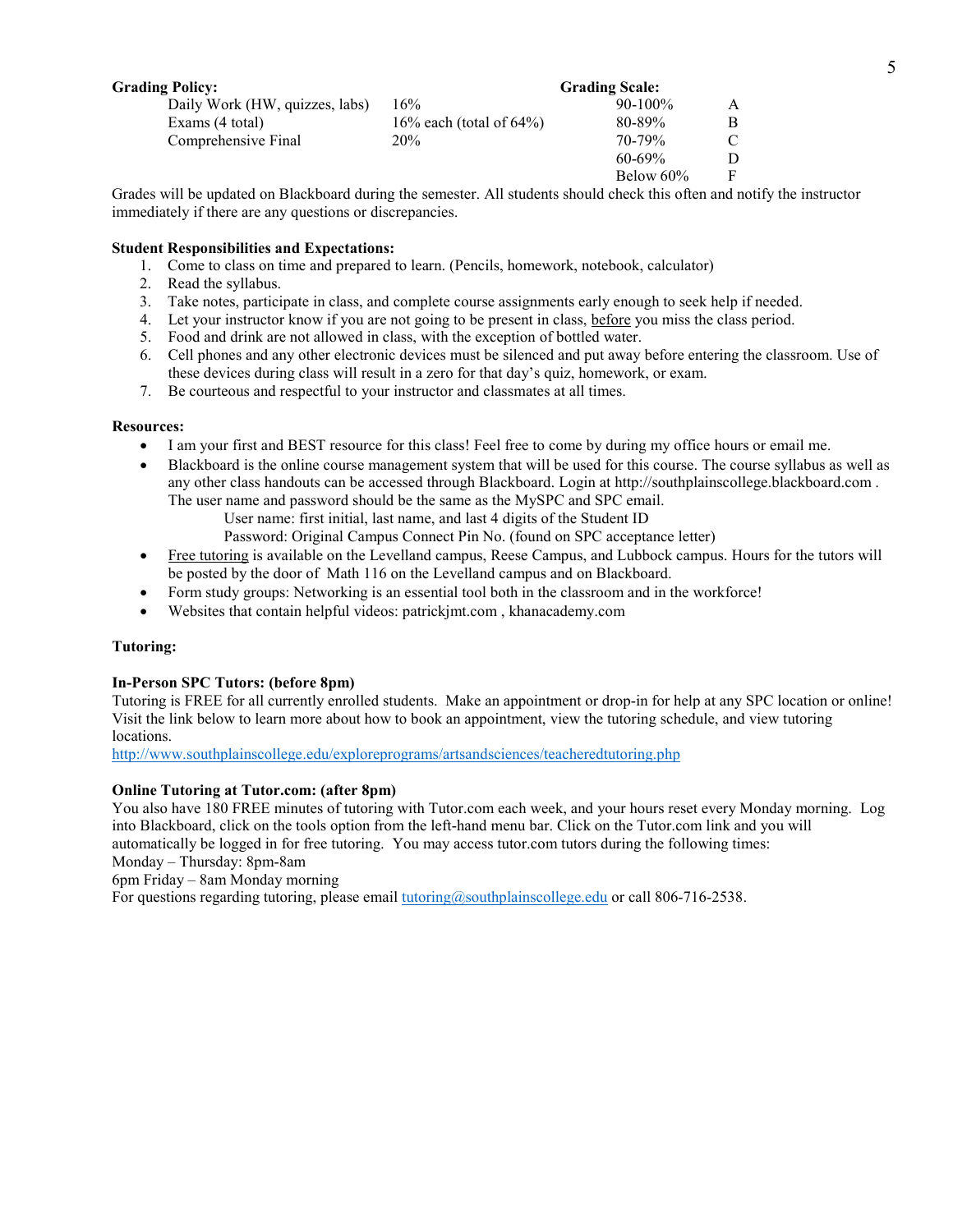**Grading Policy:**

| | |
|---|---|
| Daily Work (HW, quizzes, labs) | 16% |
| Exams (4 total) | 16% each (total of 64%) |
| Comprehensive Final | 20% |

**Grading Scale:**

| | |
|---|---|
| 90-100% | A |
| 80-89% | B |
| 70-79% | C |
| 60-69% | D |
| Below 60% | F |

Grades will be updated on Blackboard during the semester. All students should check this often and notify the instructor immediately if there are any questions or discrepancies.

**Student Responsibilities and Expectations:**

1. Come to class on time and prepared to learn. (Pencils, homework, notebook, calculator)
2. Read the syllabus.
3. Take notes, participate in class, and complete course assignments early enough to seek help if needed.
4. Let your instructor know if you are not going to be present in class, before you miss the class period.
5. Food and drink are not allowed in class, with the exception of bottled water.
6. Cell phones and any other electronic devices must be silenced and put away before entering the classroom. Use of these devices during class will result in a zero for that day's quiz, homework, or exam.
7. Be courteous and respectful to your instructor and classmates at all times.

**Resources:**

- I am your first and BEST resource for this class! Feel free to come by during my office hours or email me.
- Blackboard is the online course management system that will be used for this course. The course syllabus as well as any other class handouts can be accessed through Blackboard. Login at http://southplainscollege.blackboard.com . The user name and password should be the same as the MySPC and SPC email.
  - User name: first initial, last name, and last 4 digits of the Student ID
  - Password: Original Campus Connect Pin No. (found on SPC acceptance letter)
- Free tutoring is available on the Levelland campus, Reese Campus, and Lubbock campus. Hours for the tutors will be posted by the door of Math 116 on the Levelland campus and on Blackboard.
- Form study groups: Networking is an essential tool both in the classroom and in the workforce!
- Websites that contain helpful videos: patrickjmt.com , khanacademy.com

**Tutoring:**

**In-Person SPC Tutors: (before 8pm)**

Tutoring is FREE for all currently enrolled students. Make an appointment or drop-in for help at any SPC location or online! Visit the link below to learn more about how to book an appointment, view the tutoring schedule, and view tutoring locations.

http://www.southplainscollege.edu/exploreprograms/artsandsciences/teacheredtutoring.php

**Online Tutoring at Tutor.com: (after 8pm)**

You also have 180 FREE minutes of tutoring with Tutor.com each week, and your hours reset every Monday morning. Log into Blackboard, click on the tools option from the left-hand menu bar. Click on the Tutor.com link and you will automatically be logged in for free tutoring. You may access tutor.com tutors during the following times:

Monday – Thursday: 8pm-8am

6pm Friday – 8am Monday morning

For questions regarding tutoring, please email tutoring@southplainscollege.edu or call 806-716-2538.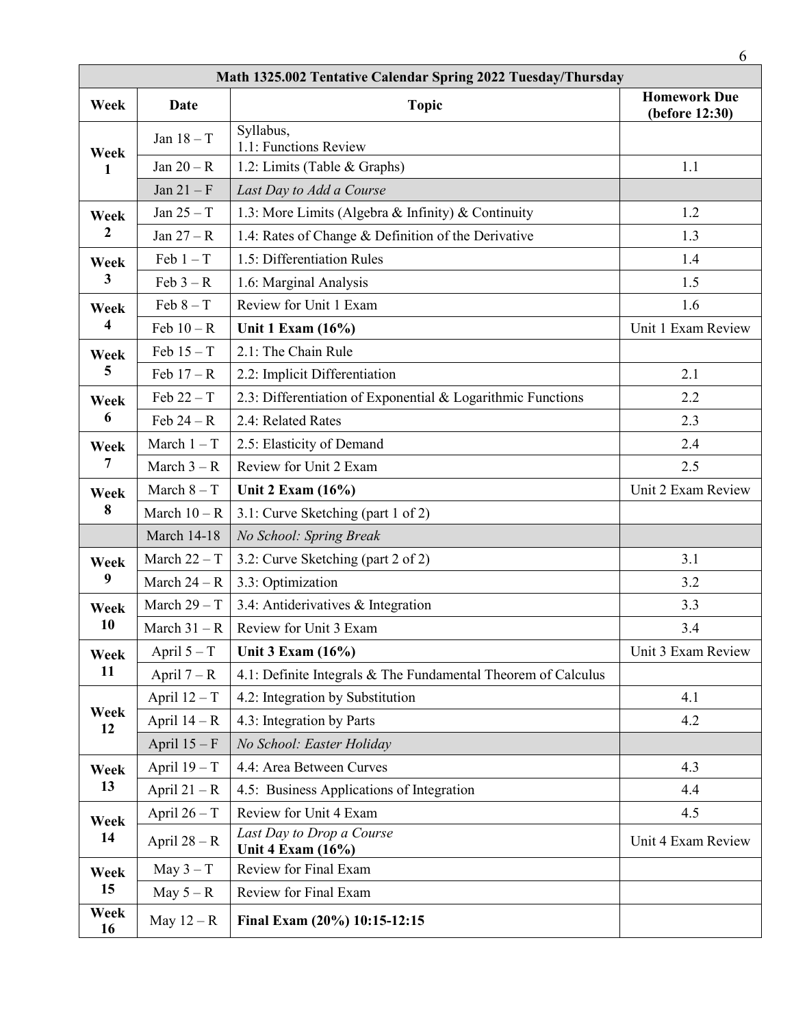| Math 1325.002 Tentative Calendar Spring 2022 Tuesday/Thursday | | | |
|---|---|---|---|
| **Week** | **Date** | **Topic** | **Homework Due (before 12:30)** |
| **Week 1** | Jan 18 – T | Syllabus, 1.1: Functions Review | |
| | Jan 20 – R | 1.2: Limits (Table & Graphs) | 1.1 |
| | Jan 21 – F | *Last Day to Add a Course* | |
| **Week 2** | Jan 25 – T | 1.3: More Limits (Algebra & Infinity) & Continuity | 1.2 |
| | Jan 27 – R | 1.4: Rates of Change & Definition of the Derivative | 1.3 |
| **Week 3** | Feb 1 – T | 1.5: Differentiation Rules | 1.4 |
| | Feb 3 – R | 1.6: Marginal Analysis | 1.5 |
| **Week 4** | Feb 8 – T | Review for Unit 1 Exam | 1.6 |
| | Feb 10 – R | **Unit 1 Exam (16%)** | Unit 1 Exam Review |
| **Week 5** | Feb 15 – T | 2.1: The Chain Rule | |
| | Feb 17 – R | 2.2: Implicit Differentiation | 2.1 |
| **Week 6** | Feb 22 – T | 2.3: Differentiation of Exponential & Logarithmic Functions | 2.2 |
| | Feb 24 – R | 2.4: Related Rates | 2.3 |
| **Week 7** | March 1 – T | 2.5: Elasticity of Demand | 2.4 |
| | March 3 – R | Review for Unit 2 Exam | 2.5 |
| **Week 8** | March 8 – T | **Unit 2 Exam (16%)** | Unit 2 Exam Review |
| | March 10 – R | 3.1: Curve Sketching (part 1 of 2) | |
| | March 14-18 | *No School: Spring Break* | |
| **Week 9** | March 22 – T | 3.2: Curve Sketching (part 2 of 2) | 3.1 |
| | March 24 – R | 3.3: Optimization | 3.2 |
| **Week 10** | March 29 – T | 3.4: Antiderivatives & Integration | 3.3 |
| | March 31 – R | Review for Unit 3 Exam | 3.4 |
| **Week 11** | April 5 – T | **Unit 3 Exam (16%)** | Unit 3 Exam Review |
| | April 7 – R | 4.1: Definite Integrals & The Fundamental Theorem of Calculus | |
| **Week 12** | April 12 – T | 4.2: Integration by Substitution | 4.1 |
| | April 14 – R | 4.3: Integration by Parts | 4.2 |
| | April 15 – F | *No School: Easter Holiday* | |
| **Week 13** | April 19 – T | 4.4: Area Between Curves | 4.3 |
| | April 21 – R | 4.5: Business Applications of Integration | 4.4 |
| **Week 14** | April 26 – T | Review for Unit 4 Exam | 4.5 |
| | April 28 – R | *Last Day to Drop a Course* **Unit 4 Exam (16%)** | Unit 4 Exam Review |
| **Week 15** | May 3 – T | Review for Final Exam | |
| | May 5 – R | Review for Final Exam | |
| **Week 16** | May 12 – R | **Final Exam (20%) 10:15-12:15** | |